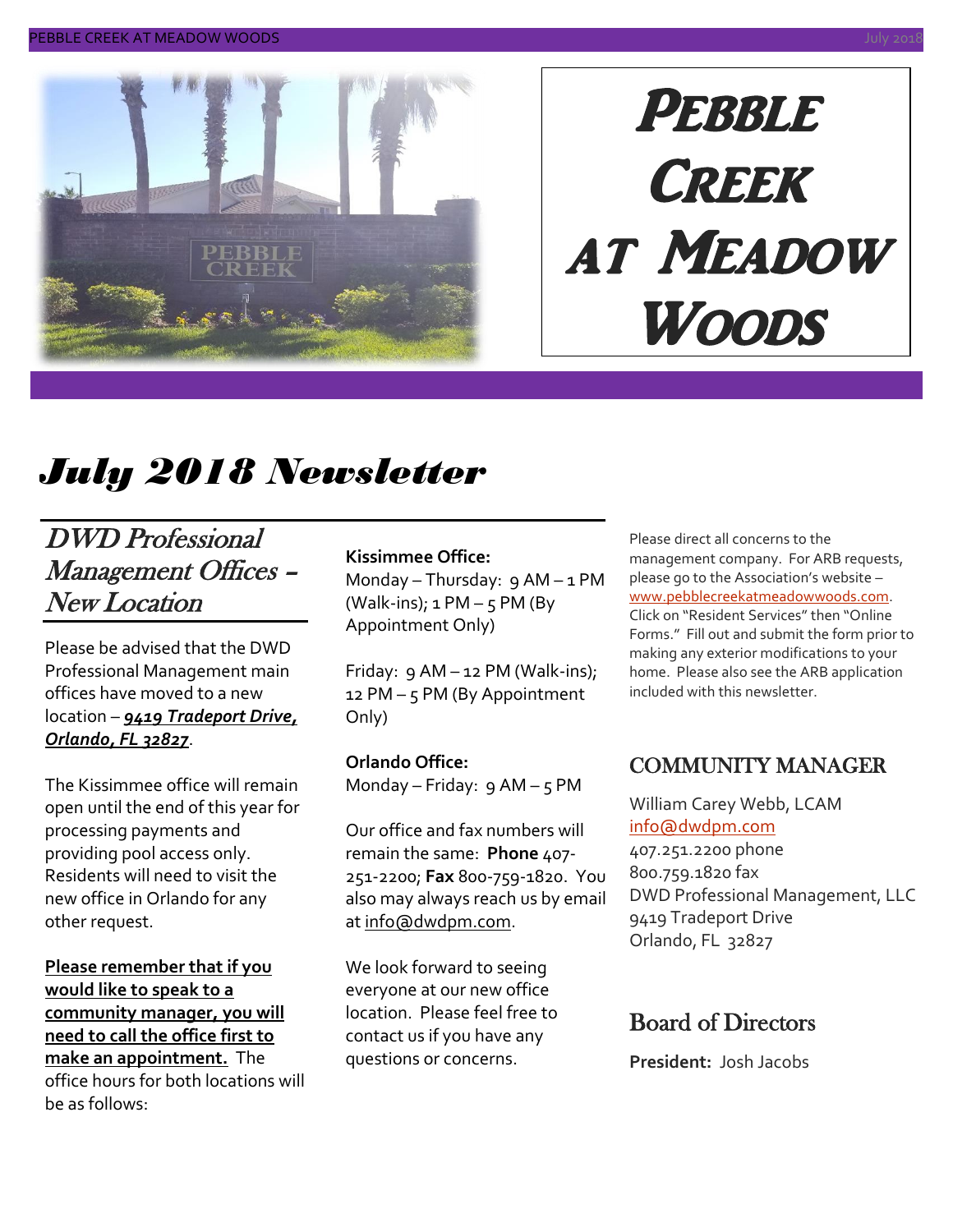# Pebble Creek at Meadow Woods

# July 2018 Newsletter

## DWD Professional Management Offices – New Location

Please be advised that the DWD Professional Management main offices have moved to a new location – ***9419 Tradeport Drive, Orlando, FL 32827***.

The Kissimmee office will remain open until the end of this year for processing payments and providing pool access only. Residents will need to visit the new office in Orlando for any other request.

**Please remember that if you would like to speak to a community manager, you will need to call the office first to make an appointment.** The office hours for both locations will be as follows:

**Kissimmee Office:**
Monday – Thursday: 9 AM – 1 PM (Walk-ins); 1 PM – 5 PM (By Appointment Only)

Friday: 9 AM – 12 PM (Walk-ins); 12 PM – 5 PM (By Appointment Only)

**Orlando Office:**
Monday – Friday: 9 AM – 5 PM

Our office and fax numbers will remain the same: **Phone** 407-251-2200; **Fax** 800-759-1820. You also may always reach us by email at info@dwdpm.com.

We look forward to seeing everyone at our new office location. Please feel free to contact us if you have any questions or concerns.

Please direct all concerns to the management company. For ARB requests, please go to the Association's website – www.pebblecreekatmeadowwoods.com. Click on "Resident Services" then "Online Forms." Fill out and submit the form prior to making any exterior modifications to your home. Please also see the ARB application included with this newsletter.

## COMMUNITY MANAGER

William Carey Webb, LCAM
info@dwdpm.com
407.251.2200 phone
800.759.1820 fax
DWD Professional Management, LLC
9419 Tradeport Drive
Orlando, FL 32827

## Board of Directors

**President:** Josh Jacobs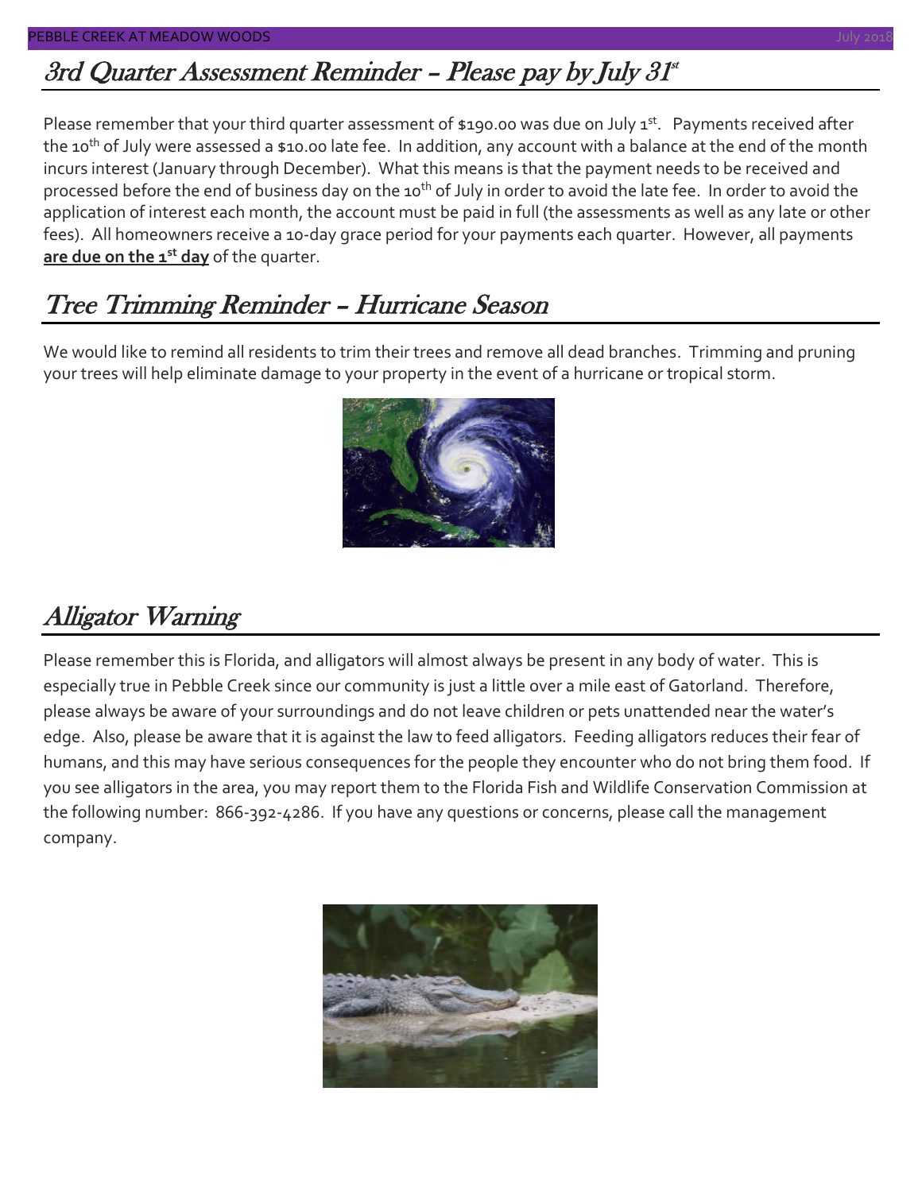## 3rd Quarter Assessment Reminder – Please pay by July 31st

Please remember that your third quarter assessment of $190.00 was due on July 1st. Payments received after the 10th of July were assessed a $10.00 late fee. In addition, any account with a balance at the end of the month incurs interest (January through December). What this means is that the payment needs to be received and processed before the end of business day on the 10th of July in order to avoid the late fee. In order to avoid the application of interest each month, the account must be paid in full (the assessments as well as any late or other fees). All homeowners receive a 10-day grace period for your payments each quarter. However, all payments **<u>are due on the 1st day</u>** of the quarter.

## Tree Trimming Reminder – Hurricane Season

We would like to remind all residents to trim their trees and remove all dead branches. Trimming and pruning your trees will help eliminate damage to your property in the event of a hurricane or tropical storm.

## Alligator Warning

Please remember this is Florida, and alligators will almost always be present in any body of water. This is especially true in Pebble Creek since our community is just a little over a mile east of Gatorland. Therefore, please always be aware of your surroundings and do not leave children or pets unattended near the water's edge. Also, please be aware that it is against the law to feed alligators. Feeding alligators reduces their fear of humans, and this may have serious consequences for the people they encounter who do not bring them food. If you see alligators in the area, you may report them to the Florida Fish and Wildlife Conservation Commission at the following number: 866-392-4286. If you have any questions or concerns, please call the management company.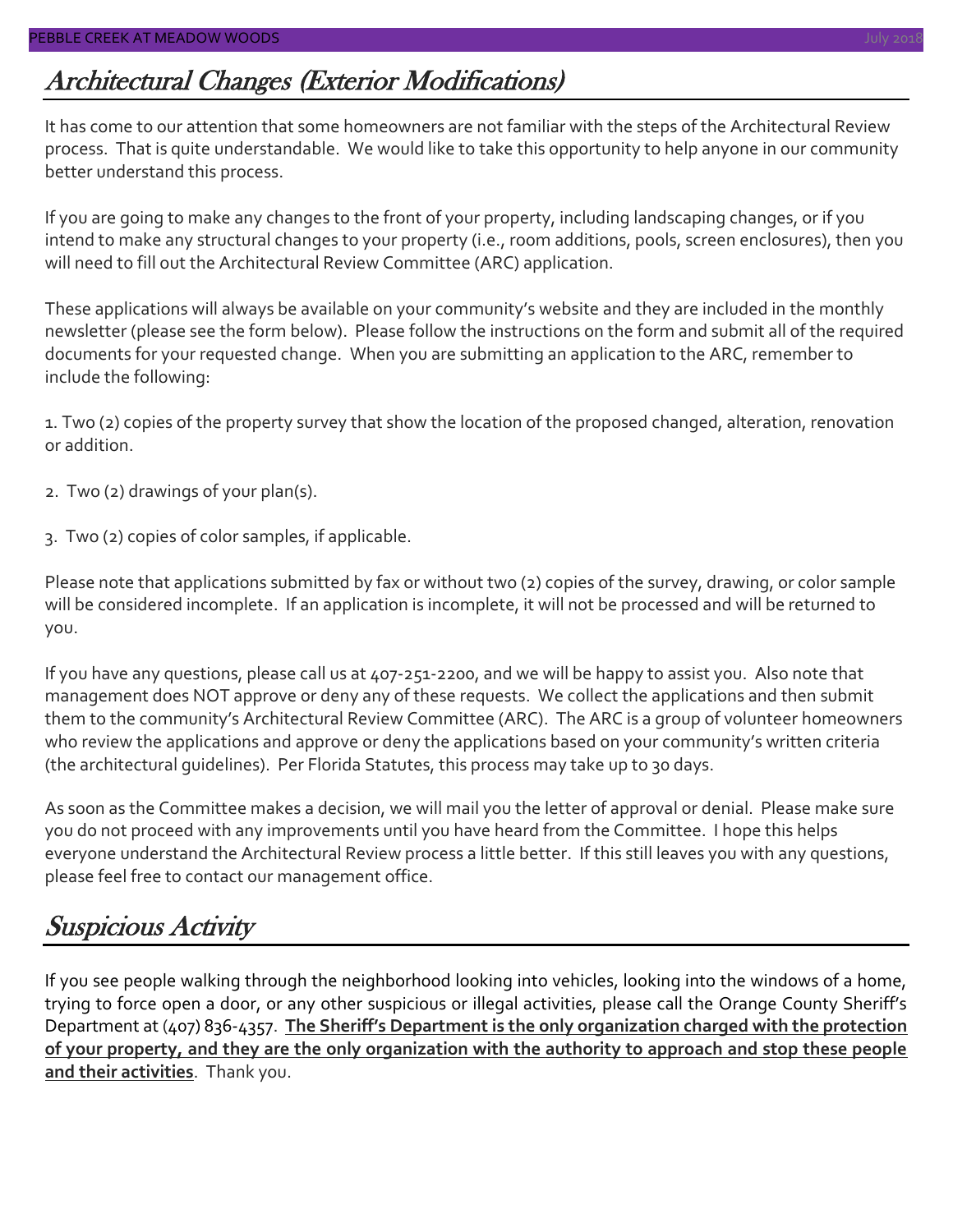## Architectural Changes (Exterior Modifications)

It has come to our attention that some homeowners are not familiar with the steps of the Architectural Review process. That is quite understandable. We would like to take this opportunity to help anyone in our community better understand this process.

If you are going to make any changes to the front of your property, including landscaping changes, or if you intend to make any structural changes to your property (i.e., room additions, pools, screen enclosures), then you will need to fill out the Architectural Review Committee (ARC) application.

These applications will always be available on your community's website and they are included in the monthly newsletter (please see the form below). Please follow the instructions on the form and submit all of the required documents for your requested change. When you are submitting an application to the ARC, remember to include the following:

1. Two (2) copies of the property survey that show the location of the proposed changed, alteration, renovation or addition.

2. Two (2) drawings of your plan(s).

3. Two (2) copies of color samples, if applicable.

Please note that applications submitted by fax or without two (2) copies of the survey, drawing, or color sample will be considered incomplete. If an application is incomplete, it will not be processed and will be returned to you.

If you have any questions, please call us at 407-251-2200, and we will be happy to assist you. Also note that management does NOT approve or deny any of these requests. We collect the applications and then submit them to the community's Architectural Review Committee (ARC). The ARC is a group of volunteer homeowners who review the applications and approve or deny the applications based on your community's written criteria (the architectural guidelines). Per Florida Statutes, this process may take up to 30 days.

As soon as the Committee makes a decision, we will mail you the letter of approval or denial. Please make sure you do not proceed with any improvements until you have heard from the Committee. I hope this helps everyone understand the Architectural Review process a little better. If this still leaves you with any questions, please feel free to contact our management office.

## Suspicious Activity

If you see people walking through the neighborhood looking into vehicles, looking into the windows of a home, trying to force open a door, or any other suspicious or illegal activities, please call the Orange County Sheriff's Department at (407) 836-4357. **The Sheriff's Department is the only organization charged with the protection of your property, and they are the only organization with the authority to approach and stop these people and their activities**. Thank you.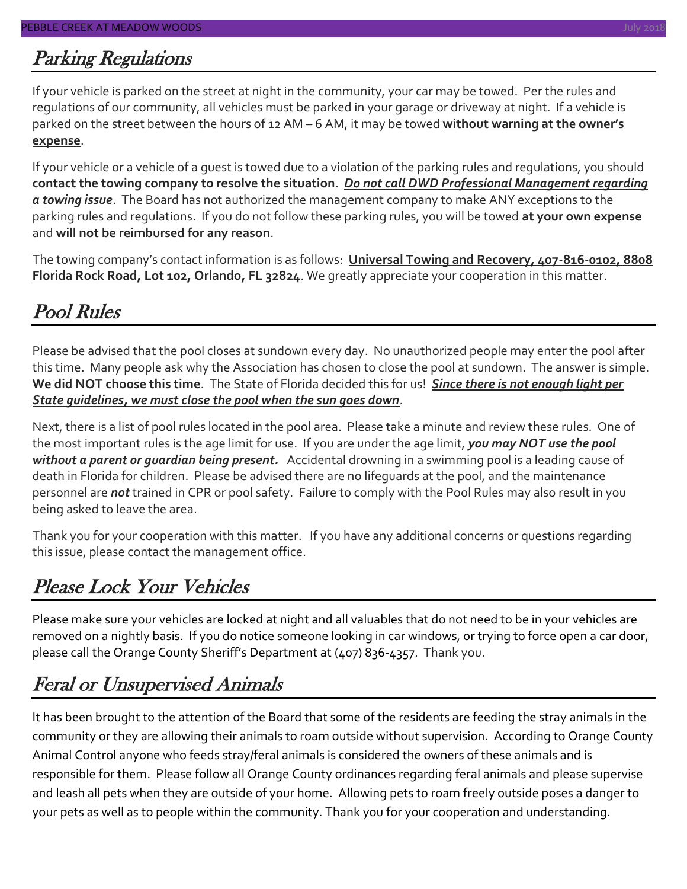## Parking Regulations

If your vehicle is parked on the street at night in the community, your car may be towed. Per the rules and regulations of our community, all vehicles must be parked in your garage or driveway at night. If a vehicle is parked on the street between the hours of 12 AM – 6 AM, it may be towed **without warning at the owner's expense**.

If your vehicle or a vehicle of a guest is towed due to a violation of the parking rules and regulations, you should **contact the towing company to resolve the situation**. ***Do not call DWD Professional Management regarding a towing issue***. The Board has not authorized the management company to make ANY exceptions to the parking rules and regulations. If you do not follow these parking rules, you will be towed **at your own expense** and **will not be reimbursed for any reason**.

The towing company's contact information is as follows: **Universal Towing and Recovery, 407-816-0102, 8808 Florida Rock Road, Lot 102, Orlando, FL 32824**. We greatly appreciate your cooperation in this matter.

## Pool Rules

Please be advised that the pool closes at sundown every day. No unauthorized people may enter the pool after this time. Many people ask why the Association has chosen to close the pool at sundown. The answer is simple. **We did NOT choose this time**. The State of Florida decided this for us! ***Since there is not enough light per State guidelines, we must close the pool when the sun goes down***.

Next, there is a list of pool rules located in the pool area. Please take a minute and review these rules. One of the most important rules is the age limit for use. If you are under the age limit, ***you may NOT use the pool without a parent or guardian being present.*** Accidental drowning in a swimming pool is a leading cause of death in Florida for children. Please be advised there are no lifeguards at the pool, and the maintenance personnel are ***not*** trained in CPR or pool safety. Failure to comply with the Pool Rules may also result in you being asked to leave the area.

Thank you for your cooperation with this matter. If you have any additional concerns or questions regarding this issue, please contact the management office.

## Please Lock Your Vehicles

Please make sure your vehicles are locked at night and all valuables that do not need to be in your vehicles are removed on a nightly basis. If you do notice someone looking in car windows, or trying to force open a car door, please call the Orange County Sheriff's Department at (407) 836-4357. Thank you.

## Feral or Unsupervised Animals

It has been brought to the attention of the Board that some of the residents are feeding the stray animals in the community or they are allowing their animals to roam outside without supervision. According to Orange County Animal Control anyone who feeds stray/feral animals is considered the owners of these animals and is responsible for them. Please follow all Orange County ordinances regarding feral animals and please supervise and leash all pets when they are outside of your home. Allowing pets to roam freely outside poses a danger to your pets as well as to people within the community. Thank you for your cooperation and understanding.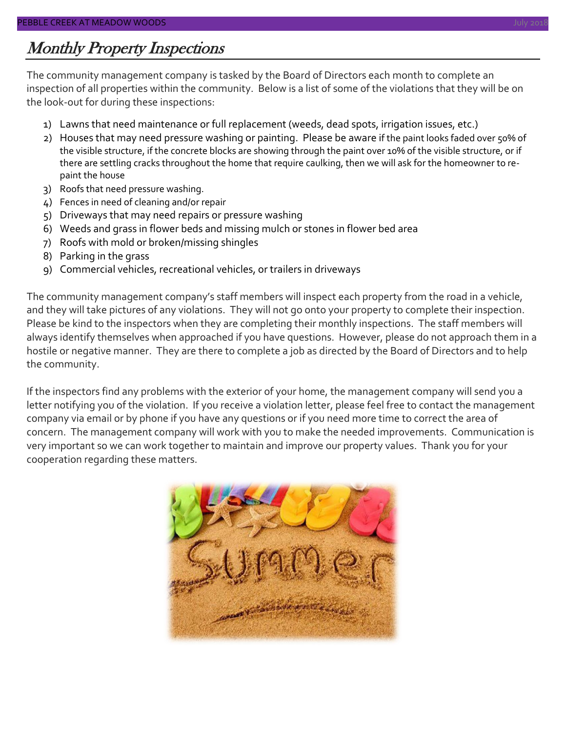## *Monthly Property Inspections*

The community management company is tasked by the Board of Directors each month to complete an inspection of all properties within the community. Below is a list of some of the violations that they will be on the look-out for during these inspections:

1) Lawns that need maintenance or full replacement (weeds, dead spots, irrigation issues, etc.)
2) Houses that may need pressure washing or painting. Please be aware if the paint looks faded over 50% of the visible structure, if the concrete blocks are showing through the paint over 10% of the visible structure, or if there are settling cracks throughout the home that require caulking, then we will ask for the homeowner to re-paint the house
3) Roofs that need pressure washing.
4) Fences in need of cleaning and/or repair
5) Driveways that may need repairs or pressure washing
6) Weeds and grass in flower beds and missing mulch or stones in flower bed area
7) Roofs with mold or broken/missing shingles
8) Parking in the grass
9) Commercial vehicles, recreational vehicles, or trailers in driveways

The community management company's staff members will inspect each property from the road in a vehicle, and they will take pictures of any violations. They will not go onto your property to complete their inspection. Please be kind to the inspectors when they are completing their monthly inspections. The staff members will always identify themselves when approached if you have questions. However, please do not approach them in a hostile or negative manner. They are there to complete a job as directed by the Board of Directors and to help the community.

If the inspectors find any problems with the exterior of your home, the management company will send you a letter notifying you of the violation. If you receive a violation letter, please feel free to contact the management company via email or by phone if you have any questions or if you need more time to correct the area of concern. The management company will work with you to make the needed improvements. Communication is very important so we can work together to maintain and improve our property values. Thank you for your cooperation regarding these matters.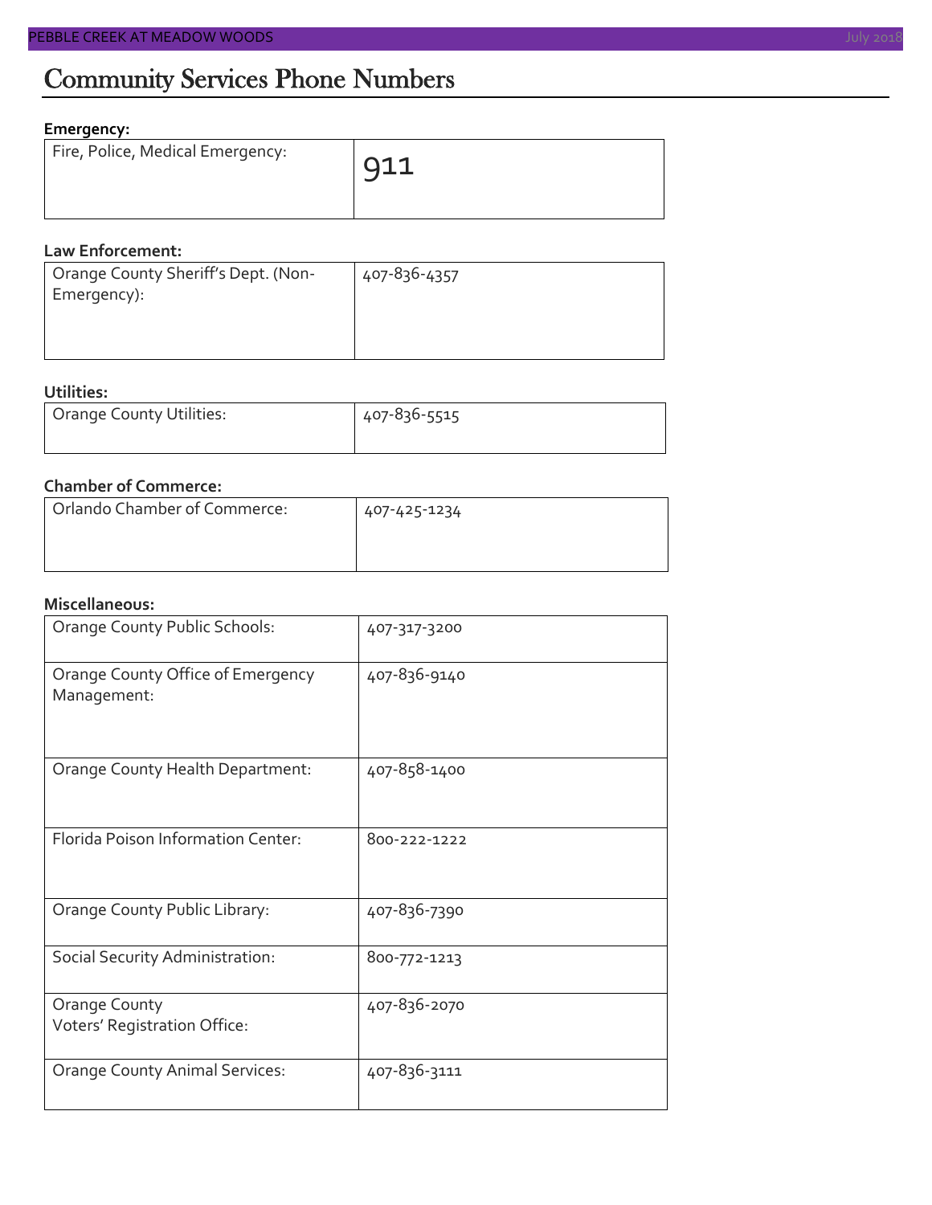# Community Services Phone Numbers

**Emergency:**

| | |
|---|---|
| Fire, Police, Medical Emergency: | 911 |

**Law Enforcement:**

| | |
|---|---|
| Orange County Sheriff's Dept. (Non-Emergency): | 407-836-4357 |

**Utilities:**

| | |
|---|---|
| Orange County Utilities: | 407-836-5515 |

**Chamber of Commerce:**

| | |
|---|---|
| Orlando Chamber of Commerce: | 407-425-1234 |

**Miscellaneous:**

| | |
|---|---|
| Orange County Public Schools: | 407-317-3200 |
| Orange County Office of Emergency Management: | 407-836-9140 |
| Orange County Health Department: | 407-858-1400 |
| Florida Poison Information Center: | 800-222-1222 |
| Orange County Public Library: | 407-836-7390 |
| Social Security Administration: | 800-772-1213 |
| Orange County Voters' Registration Office: | 407-836-2070 |
| Orange County Animal Services: | 407-836-3111 |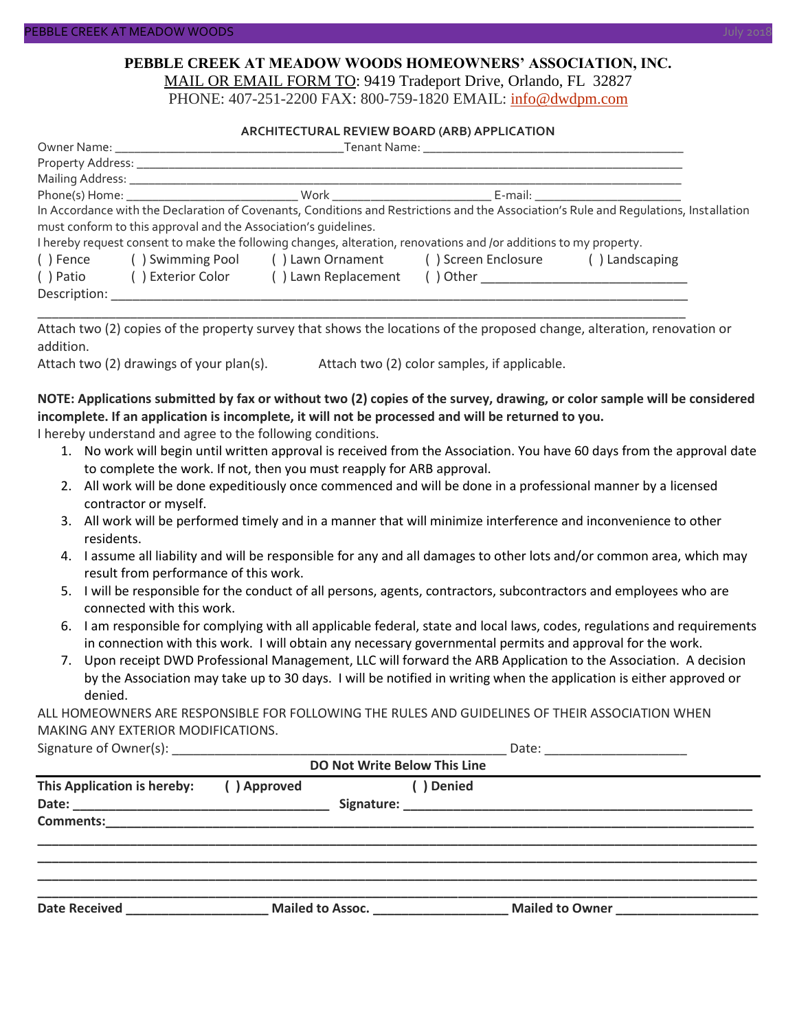**PEBBLE CREEK AT MEADOW WOODS HOMEOWNERS' ASSOCIATION, INC.**

MAIL OR EMAIL FORM TO: 9419 Tradeport Drive, Orlando, FL 32827

PHONE: 407-251-2200 FAX: 800-759-1820 EMAIL: info@dwdpm.com

## ARCHITECTURAL REVIEW BOARD (ARB) APPLICATION

Owner Name: ___________________________________ Tenant Name: ________________________________________

Property Address: ______________________________________________________________________________

Mailing Address: _______________________________________________________________________________

Phone(s) Home: __________________________ Work _________________________ E-mail: ______________________

In Accordance with the Declaration of Covenants, Conditions and Restrictions and the Association's Rule and Regulations, Installation must conform to this approval and the Association's guidelines.

I hereby request consent to make the following changes, alteration, renovations and /or additions to my property.

( ) Fence ( ) Swimming Pool ( ) Lawn Ornament ( ) Screen Enclosure ( ) Landscaping

( ) Patio ( ) Exterior Color ( ) Lawn Replacement ( ) Other ______________________________

Description: ___________________________________________________________________________________

_______________________________________________________________________________________________

Attach two (2) copies of the property survey that shows the locations of the proposed change, alteration, renovation or addition.

Attach two (2) drawings of your plan(s). Attach two (2) color samples, if applicable.

**NOTE: Applications submitted by fax or without two (2) copies of the survey, drawing, or color sample will be considered incomplete. If an application is incomplete, it will not be processed and will be returned to you.**

I hereby understand and agree to the following conditions.

1. No work will begin until written approval is received from the Association. You have 60 days from the approval date to complete the work. If not, then you must reapply for ARB approval.
2. All work will be done expeditiously once commenced and will be done in a professional manner by a licensed contractor or myself.
3. All work will be performed timely and in a manner that will minimize interference and inconvenience to other residents.
4. I assume all liability and will be responsible for any and all damages to other lots and/or common area, which may result from performance of this work.
5. I will be responsible for the conduct of all persons, agents, contractors, subcontractors and employees who are connected with this work.
6. I am responsible for complying with all applicable federal, state and local laws, codes, regulations and requirements in connection with this work. I will obtain any necessary governmental permits and approval for the work.
7. Upon receipt DWD Professional Management, LLC will forward the ARB Application to the Association. A decision by the Association may take up to 30 days. I will be notified in writing when the application is either approved or denied.

ALL HOMEOWNERS ARE RESPONSIBLE FOR FOLLOWING THE RULES AND GUIDELINES OF THEIR ASSOCIATION WHEN MAKING ANY EXTERIOR MODIFICATIONS.

Signature of Owner(s): _________________________________________________ Date: ____________________

**DO Not Write Below This Line**

**This Application is hereby: ( ) Approved ( ) Denied**

**Date:** ___________________________________ **Signature:** ___________________________________________________

**Comments:**___________________________________________________________________________________________

_______________________________________________________________________________________________

_______________________________________________________________________________________________

_______________________________________________________________________________________________

_______________________________________________________________________________________________

**Date Received** ____________________ **Mailed to Assoc.** ___________________ **Mailed to Owner** ____________________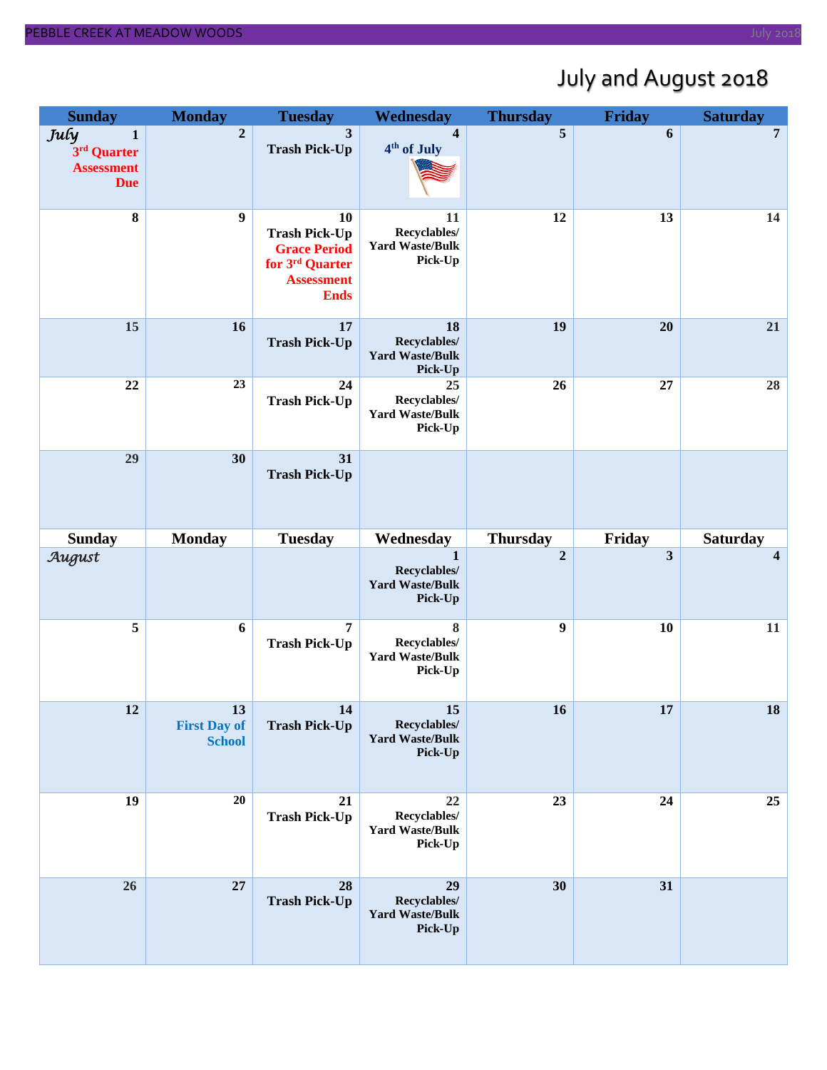# July and August 2018

| Sunday | Monday | Tuesday | Wednesday | Thursday | Friday | Saturday |
|---|---|---|---|---|---|---|
| *July* 1 **3rd Quarter Assessment Due** | 2 | 3 **Trash Pick-Up** | 4 **4th of July** | 5 | 6 | 7 |
| 8 | 9 | 10 **Trash Pick-Up** **Grace Period for 3rd Quarter Assessment Ends** | 11 **Recyclables/ Yard Waste/Bulk Pick-Up** | 12 | 13 | 14 |
| 15 | 16 | 17 **Trash Pick-Up** | 18 **Recyclables/ Yard Waste/Bulk Pick-Up** | 19 | 20 | 21 |
| 22 | 23 | 24 **Trash Pick-Up** | 25 **Recyclables/ Yard Waste/Bulk Pick-Up** | 26 | 27 | 28 |
| 29 | 30 | 31 **Trash Pick-Up** | | | | |

| Sunday | Monday | Tuesday | Wednesday | Thursday | Friday | Saturday |
|---|---|---|---|---|---|---|
| *August* | | | 1 **Recyclables/ Yard Waste/Bulk Pick-Up** | 2 | 3 | 4 |
| 5 | 6 | 7 **Trash Pick-Up** | 8 **Recyclables/ Yard Waste/Bulk Pick-Up** | 9 | 10 | 11 |
| 12 | 13 **First Day of School** | 14 **Trash Pick-Up** | 15 **Recyclables/ Yard Waste/Bulk Pick-Up** | 16 | 17 | 18 |
| 19 | 20 | 21 **Trash Pick-Up** | 22 **Recyclables/ Yard Waste/Bulk Pick-Up** | 23 | 24 | 25 |
| 26 | 27 | 28 **Trash Pick-Up** | 29 **Recyclables/ Yard Waste/Bulk Pick-Up** | 30 | 31 | |